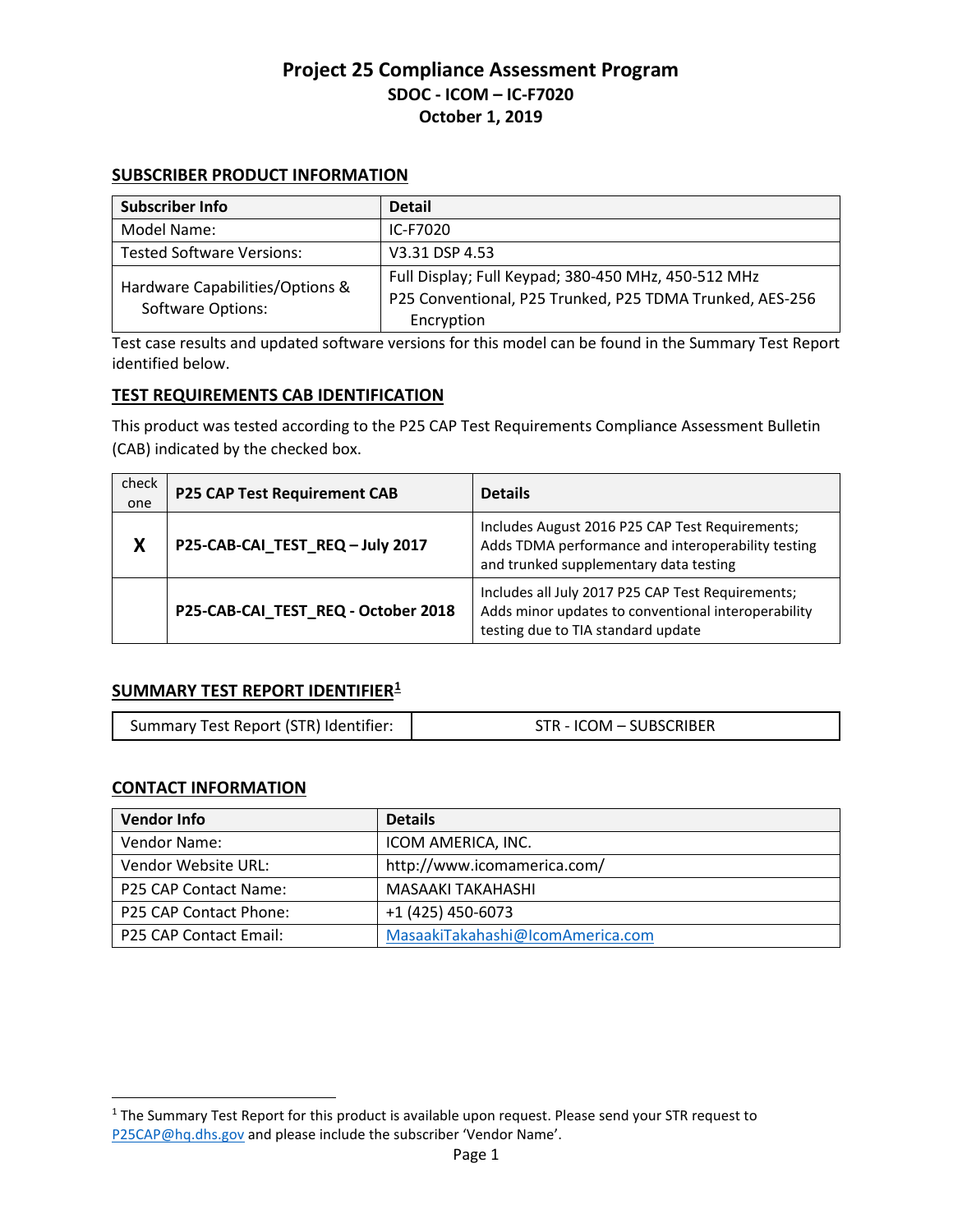# Project 25 Compliance Assessment Program
## SDOC - ICOM – IC-F7020
## October 1, 2019

### SUBSCRIBER PRODUCT INFORMATION

| Subscriber Info | Detail |
|---|---|
| Model Name: | IC-F7020 |
| Tested Software Versions: | V3.31 DSP 4.53 |
| Hardware Capabilities/Options & Software Options: | Full Display; Full Keypad; 380-450 MHz, 450-512 MHz<br>P25 Conventional, P25 Trunked, P25 TDMA Trunked, AES-256 Encryption |

Test case results and updated software versions for this model can be found in the Summary Test Report identified below.

### TEST REQUIREMENTS CAB IDENTIFICATION

This product was tested according to the P25 CAP Test Requirements Compliance Assessment Bulletin (CAB) indicated by the checked box.

| check one | P25 CAP Test Requirement CAB | Details |
|---|---|---|
| **X** | **P25-CAB-CAI_TEST_REQ – July 2017** | Includes August 2016 P25 CAP Test Requirements; Adds TDMA performance and interoperability testing and trunked supplementary data testing |
| | **P25-CAB-CAI_TEST_REQ - October 2018** | Includes all July 2017 P25 CAP Test Requirements; Adds minor updates to conventional interoperability testing due to TIA standard update |

### SUMMARY TEST REPORT IDENTIFIER[1]

| Summary Test Report (STR) Identifier: | STR - ICOM – SUBSCRIBER |
|---|---|

### CONTACT INFORMATION

| Vendor Info | Details |
|---|---|
| Vendor Name: | ICOM AMERICA, INC. |
| Vendor Website URL: | http://www.icomamerica.com/ |
| P25 CAP Contact Name: | MASAAKI TAKAHASHI |
| P25 CAP Contact Phone: | +1 (425) 450-6073 |
| P25 CAP Contact Email: | MasaakiTakahashi@IcomAmerica.com |

[1] The Summary Test Report for this product is available upon request. Please send your STR request to P25CAP@hq.dhs.gov and please include the subscriber 'Vendor Name'.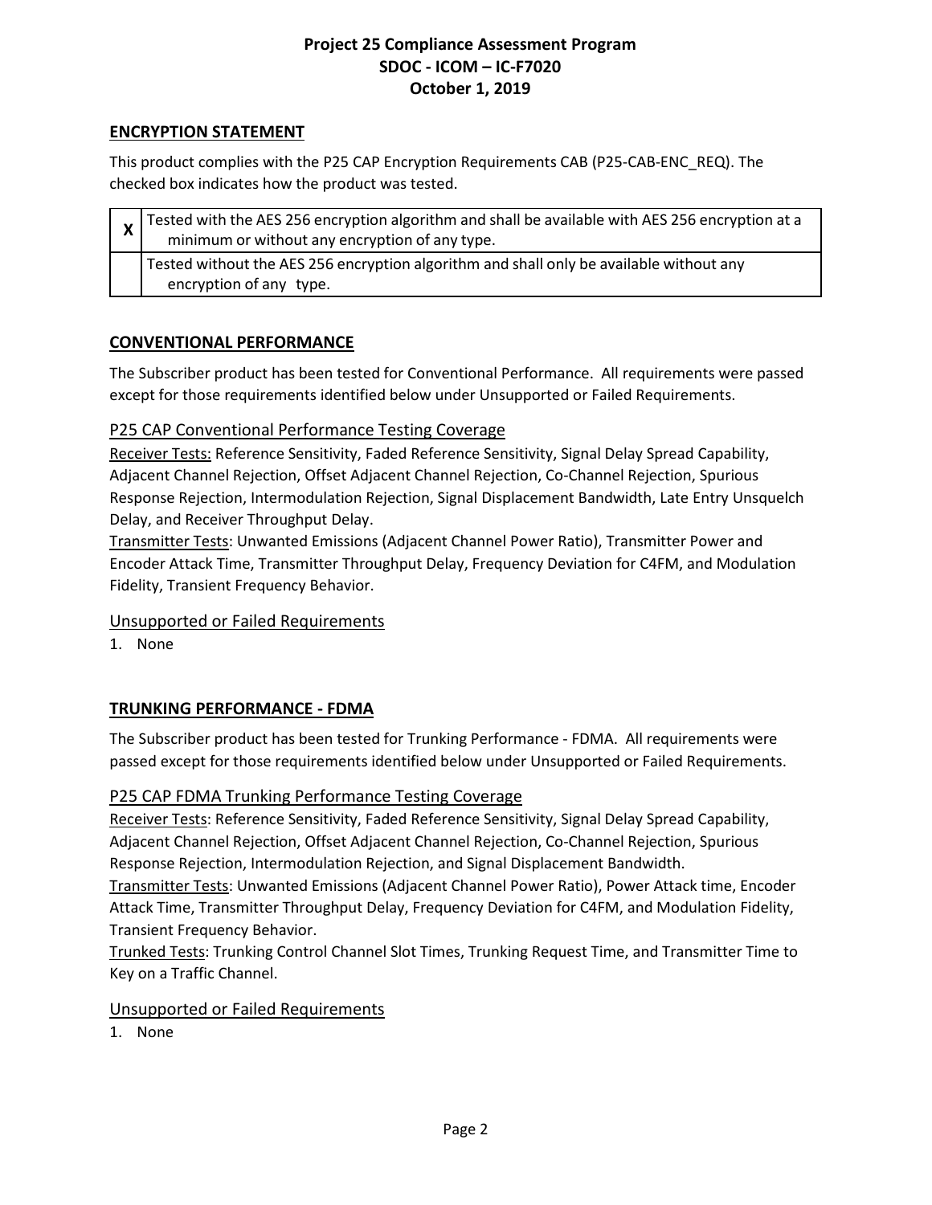## ENCRYPTION STATEMENT

This product complies with the P25 CAP Encryption Requirements CAB (P25-CAB-ENC_REQ). The checked box indicates how the product was tested.

| | |
|---|---|
| X | Tested with the AES 256 encryption algorithm and shall be available with AES 256 encryption at a minimum or without any encryption of any type. |
| | Tested without the AES 256 encryption algorithm and shall only be available without any encryption of any type. |

## CONVENTIONAL PERFORMANCE

The Subscriber product has been tested for Conventional Performance. All requirements were passed except for those requirements identified below under Unsupported or Failed Requirements.

### P25 CAP Conventional Performance Testing Coverage

Receiver Tests: Reference Sensitivity, Faded Reference Sensitivity, Signal Delay Spread Capability, Adjacent Channel Rejection, Offset Adjacent Channel Rejection, Co-Channel Rejection, Spurious Response Rejection, Intermodulation Rejection, Signal Displacement Bandwidth, Late Entry Unsquelch Delay, and Receiver Throughput Delay.

Transmitter Tests: Unwanted Emissions (Adjacent Channel Power Ratio), Transmitter Power and Encoder Attack Time, Transmitter Throughput Delay, Frequency Deviation for C4FM, and Modulation Fidelity, Transient Frequency Behavior.

### Unsupported or Failed Requirements

1. None

## TRUNKING PERFORMANCE - FDMA

The Subscriber product has been tested for Trunking Performance - FDMA. All requirements were passed except for those requirements identified below under Unsupported or Failed Requirements.

### P25 CAP FDMA Trunking Performance Testing Coverage

Receiver Tests: Reference Sensitivity, Faded Reference Sensitivity, Signal Delay Spread Capability, Adjacent Channel Rejection, Offset Adjacent Channel Rejection, Co-Channel Rejection, Spurious Response Rejection, Intermodulation Rejection, and Signal Displacement Bandwidth.

Transmitter Tests: Unwanted Emissions (Adjacent Channel Power Ratio), Power Attack time, Encoder Attack Time, Transmitter Throughput Delay, Frequency Deviation for C4FM, and Modulation Fidelity, Transient Frequency Behavior.

Trunked Tests: Trunking Control Channel Slot Times, Trunking Request Time, and Transmitter Time to Key on a Traffic Channel.

### Unsupported or Failed Requirements

1. None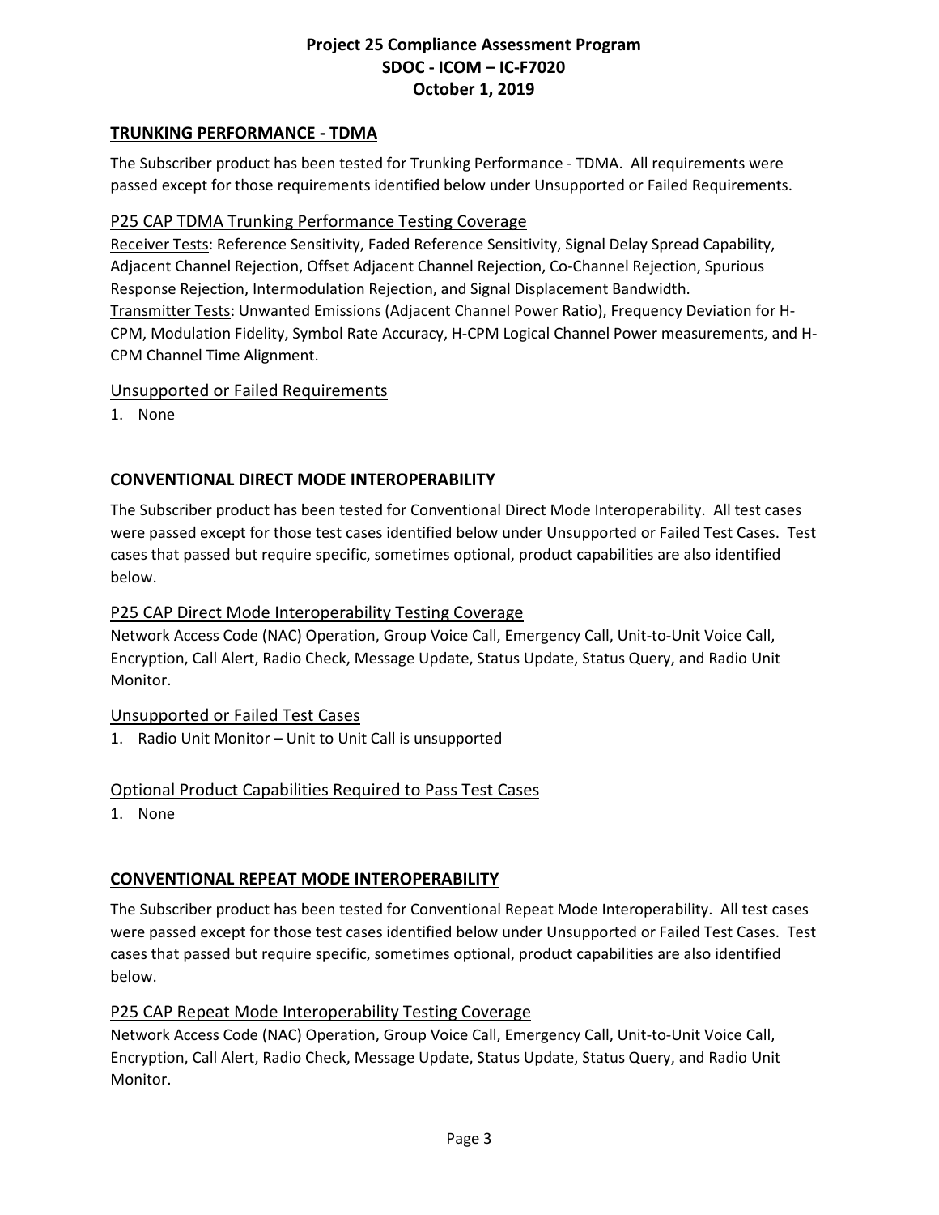## TRUNKING PERFORMANCE - TDMA

The Subscriber product has been tested for Trunking Performance - TDMA. All requirements were passed except for those requirements identified below under Unsupported or Failed Requirements.

### P25 CAP TDMA Trunking Performance Testing Coverage

Receiver Tests: Reference Sensitivity, Faded Reference Sensitivity, Signal Delay Spread Capability, Adjacent Channel Rejection, Offset Adjacent Channel Rejection, Co-Channel Rejection, Spurious Response Rejection, Intermodulation Rejection, and Signal Displacement Bandwidth.
Transmitter Tests: Unwanted Emissions (Adjacent Channel Power Ratio), Frequency Deviation for H-CPM, Modulation Fidelity, Symbol Rate Accuracy, H-CPM Logical Channel Power measurements, and H-CPM Channel Time Alignment.

### Unsupported or Failed Requirements

1. None

## CONVENTIONAL DIRECT MODE INTEROPERABILITY

The Subscriber product has been tested for Conventional Direct Mode Interoperability. All test cases were passed except for those test cases identified below under Unsupported or Failed Test Cases. Test cases that passed but require specific, sometimes optional, product capabilities are also identified below.

### P25 CAP Direct Mode Interoperability Testing Coverage

Network Access Code (NAC) Operation, Group Voice Call, Emergency Call, Unit-to-Unit Voice Call, Encryption, Call Alert, Radio Check, Message Update, Status Update, Status Query, and Radio Unit Monitor.

### Unsupported or Failed Test Cases

1. Radio Unit Monitor – Unit to Unit Call is unsupported

### Optional Product Capabilities Required to Pass Test Cases

1. None

## CONVENTIONAL REPEAT MODE INTEROPERABILITY

The Subscriber product has been tested for Conventional Repeat Mode Interoperability. All test cases were passed except for those test cases identified below under Unsupported or Failed Test Cases. Test cases that passed but require specific, sometimes optional, product capabilities are also identified below.

### P25 CAP Repeat Mode Interoperability Testing Coverage

Network Access Code (NAC) Operation, Group Voice Call, Emergency Call, Unit-to-Unit Voice Call, Encryption, Call Alert, Radio Check, Message Update, Status Update, Status Query, and Radio Unit Monitor.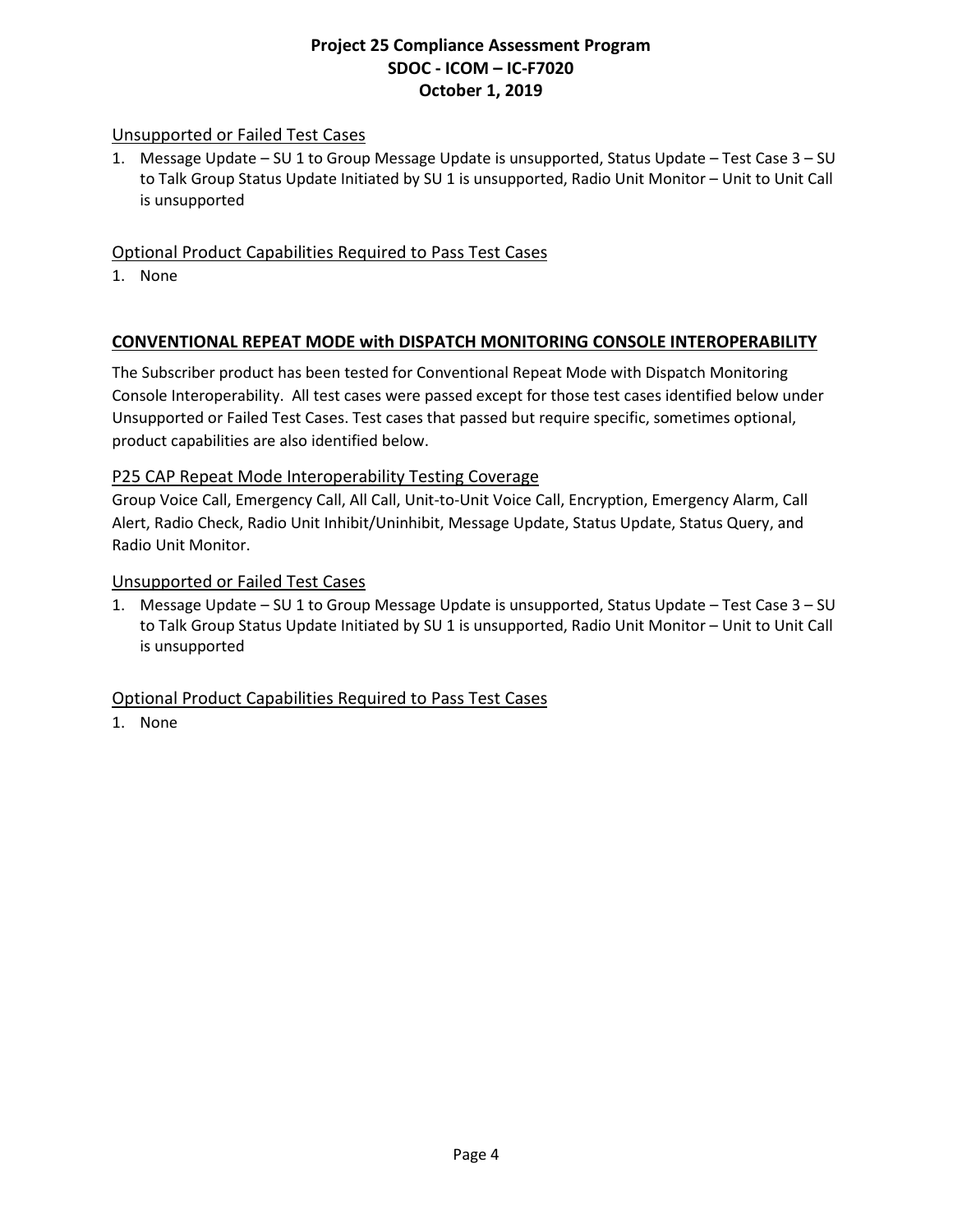### Unsupported or Failed Test Cases

1. Message Update – SU 1 to Group Message Update is unsupported, Status Update – Test Case 3 – SU to Talk Group Status Update Initiated by SU 1 is unsupported, Radio Unit Monitor – Unit to Unit Call is unsupported

### Optional Product Capabilities Required to Pass Test Cases

1. None

## CONVENTIONAL REPEAT MODE with DISPATCH MONITORING CONSOLE INTEROPERABILITY

The Subscriber product has been tested for Conventional Repeat Mode with Dispatch Monitoring Console Interoperability. All test cases were passed except for those test cases identified below under Unsupported or Failed Test Cases. Test cases that passed but require specific, sometimes optional, product capabilities are also identified below.

### P25 CAP Repeat Mode Interoperability Testing Coverage

Group Voice Call, Emergency Call, All Call, Unit-to-Unit Voice Call, Encryption, Emergency Alarm, Call Alert, Radio Check, Radio Unit Inhibit/Uninhibit, Message Update, Status Update, Status Query, and Radio Unit Monitor.

### Unsupported or Failed Test Cases

1. Message Update – SU 1 to Group Message Update is unsupported, Status Update – Test Case 3 – SU to Talk Group Status Update Initiated by SU 1 is unsupported, Radio Unit Monitor – Unit to Unit Call is unsupported

### Optional Product Capabilities Required to Pass Test Cases

1. None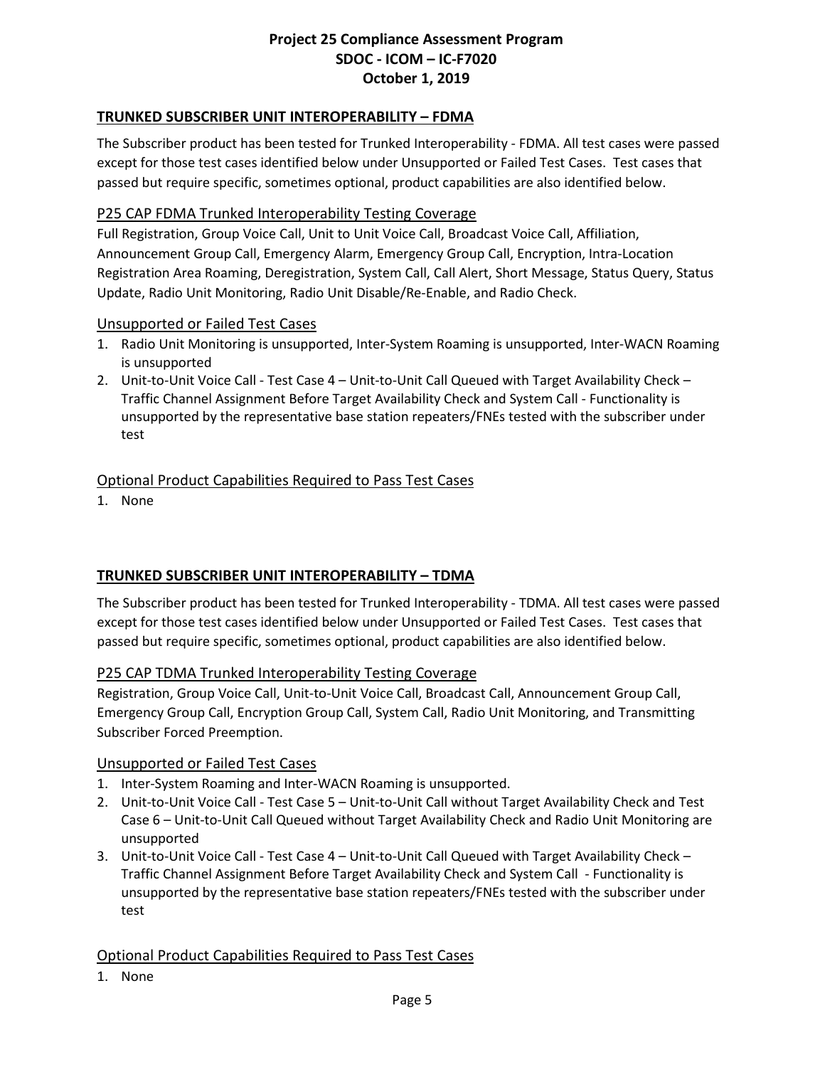## TRUNKED SUBSCRIBER UNIT INTEROPERABILITY – FDMA

The Subscriber product has been tested for Trunked Interoperability - FDMA. All test cases were passed except for those test cases identified below under Unsupported or Failed Test Cases. Test cases that passed but require specific, sometimes optional, product capabilities are also identified below.

### P25 CAP FDMA Trunked Interoperability Testing Coverage

Full Registration, Group Voice Call, Unit to Unit Voice Call, Broadcast Voice Call, Affiliation, Announcement Group Call, Emergency Alarm, Emergency Group Call, Encryption, Intra-Location Registration Area Roaming, Deregistration, System Call, Call Alert, Short Message, Status Query, Status Update, Radio Unit Monitoring, Radio Unit Disable/Re-Enable, and Radio Check.

### Unsupported or Failed Test Cases

1. Radio Unit Monitoring is unsupported, Inter-System Roaming is unsupported, Inter-WACN Roaming is unsupported
2. Unit-to-Unit Voice Call - Test Case 4 – Unit-to-Unit Call Queued with Target Availability Check – Traffic Channel Assignment Before Target Availability Check and System Call - Functionality is unsupported by the representative base station repeaters/FNEs tested with the subscriber under test

### Optional Product Capabilities Required to Pass Test Cases

1. None

## TRUNKED SUBSCRIBER UNIT INTEROPERABILITY – TDMA

The Subscriber product has been tested for Trunked Interoperability - TDMA. All test cases were passed except for those test cases identified below under Unsupported or Failed Test Cases. Test cases that passed but require specific, sometimes optional, product capabilities are also identified below.

### P25 CAP TDMA Trunked Interoperability Testing Coverage

Registration, Group Voice Call, Unit-to-Unit Voice Call, Broadcast Call, Announcement Group Call, Emergency Group Call, Encryption Group Call, System Call, Radio Unit Monitoring, and Transmitting Subscriber Forced Preemption.

### Unsupported or Failed Test Cases

1. Inter-System Roaming and Inter-WACN Roaming is unsupported.
2. Unit-to-Unit Voice Call - Test Case 5 – Unit-to-Unit Call without Target Availability Check and Test Case 6 – Unit-to-Unit Call Queued without Target Availability Check and Radio Unit Monitoring are unsupported
3. Unit-to-Unit Voice Call - Test Case 4 – Unit-to-Unit Call Queued with Target Availability Check – Traffic Channel Assignment Before Target Availability Check and System Call - Functionality is unsupported by the representative base station repeaters/FNEs tested with the subscriber under test

### Optional Product Capabilities Required to Pass Test Cases

1. None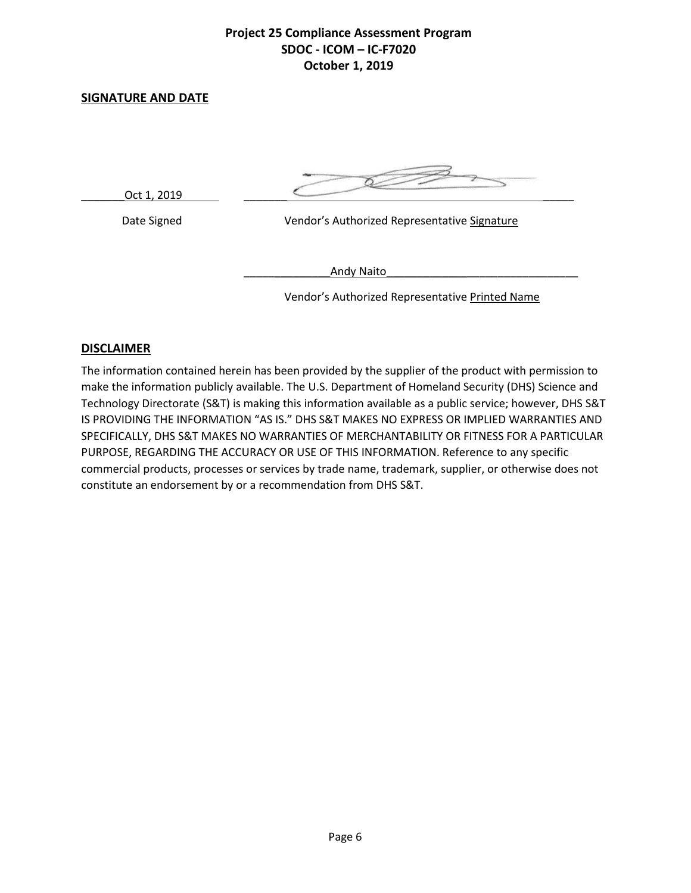**SIGNATURE AND DATE**

Oct 1, 2019

Date Signed

Vendor's Authorized Representative Signature

Andy Naito

Vendor's Authorized Representative Printed Name

**DISCLAIMER**

The information contained herein has been provided by the supplier of the product with permission to make the information publicly available. The U.S. Department of Homeland Security (DHS) Science and Technology Directorate (S&T) is making this information available as a public service; however, DHS S&T IS PROVIDING THE INFORMATION "AS IS." DHS S&T MAKES NO EXPRESS OR IMPLIED WARRANTIES AND SPECIFICALLY, DHS S&T MAKES NO WARRANTIES OF MERCHANTABILITY OR FITNESS FOR A PARTICULAR PURPOSE, REGARDING THE ACCURACY OR USE OF THIS INFORMATION. Reference to any specific commercial products, processes or services by trade name, trademark, supplier, or otherwise does not constitute an endorsement by or a recommendation from DHS S&T.